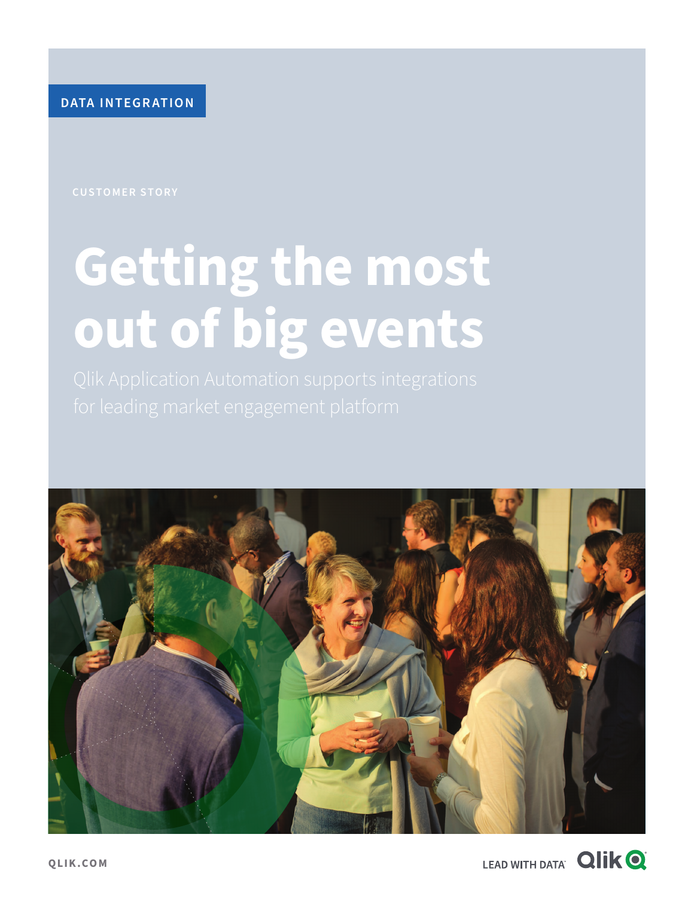DATA INTEGRATION

CUSTOMER STORY

# Getting the most out of big events

Qlik Application Automation supports integrations for leading market engagement platform

QLIK.COM

LEAD WITH DATA Qlik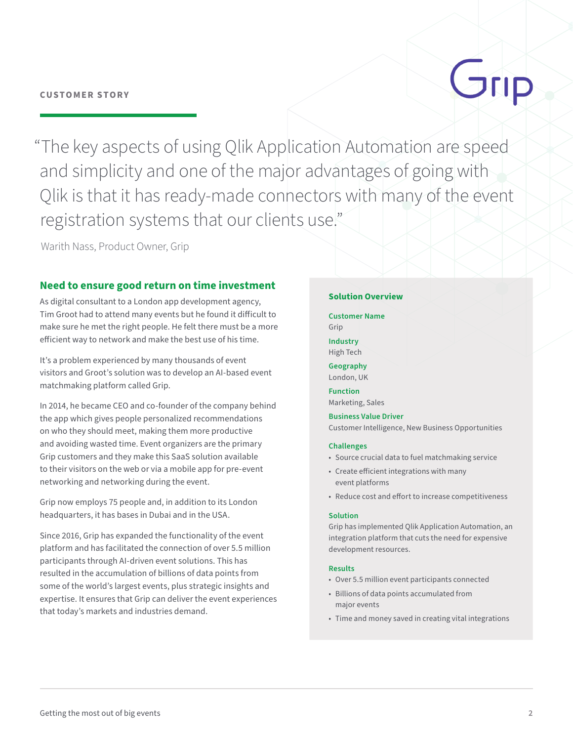CUSTOMER STORY

Grip

> "The key aspects of using Qlik Application Automation are speed and simplicity and one of the major advantages of going with Qlik is that it has ready-made connectors with many of the event registration systems that our clients use."

Warith Nass, Product Owner, Grip

## Need to ensure good return on time investment

As digital consultant to a London app development agency, Tim Groot had to attend many events but he found it difficult to make sure he met the right people. He felt there must be a more efficient way to network and make the best use of his time.

It's a problem experienced by many thousands of event visitors and Groot's solution was to develop an AI-based event matchmaking platform called Grip.

In 2014, he became CEO and co-founder of the company behind the app which gives people personalized recommendations on who they should meet, making them more productive and avoiding wasted time. Event organizers are the primary Grip customers and they make this SaaS solution available to their visitors on the web or via a mobile app for pre-event networking and networking during the event.

Grip now employs 75 people and, in addition to its London headquarters, it has bases in Dubai and in the USA.

Since 2016, Grip has expanded the functionality of the event platform and has facilitated the connection of over 5.5 million participants through AI-driven event solutions. This has resulted in the accumulation of billions of data points from some of the world's largest events, plus strategic insights and expertise. It ensures that Grip can deliver the event experiences that today's markets and industries demand.

### Solution Overview

**Customer Name**
Grip

**Industry**
High Tech

**Geography**
London, UK

**Function**
Marketing, Sales

**Business Value Driver**
Customer Intelligence, New Business Opportunities

**Challenges**
- Source crucial data to fuel matchmaking service
- Create efficient integrations with many event platforms
- Reduce cost and effort to increase competitiveness

**Solution**
Grip has implemented Qlik Application Automation, an integration platform that cuts the need for expensive development resources.

**Results**
- Over 5.5 million event participants connected
- Billions of data points accumulated from major events
- Time and money saved in creating vital integrations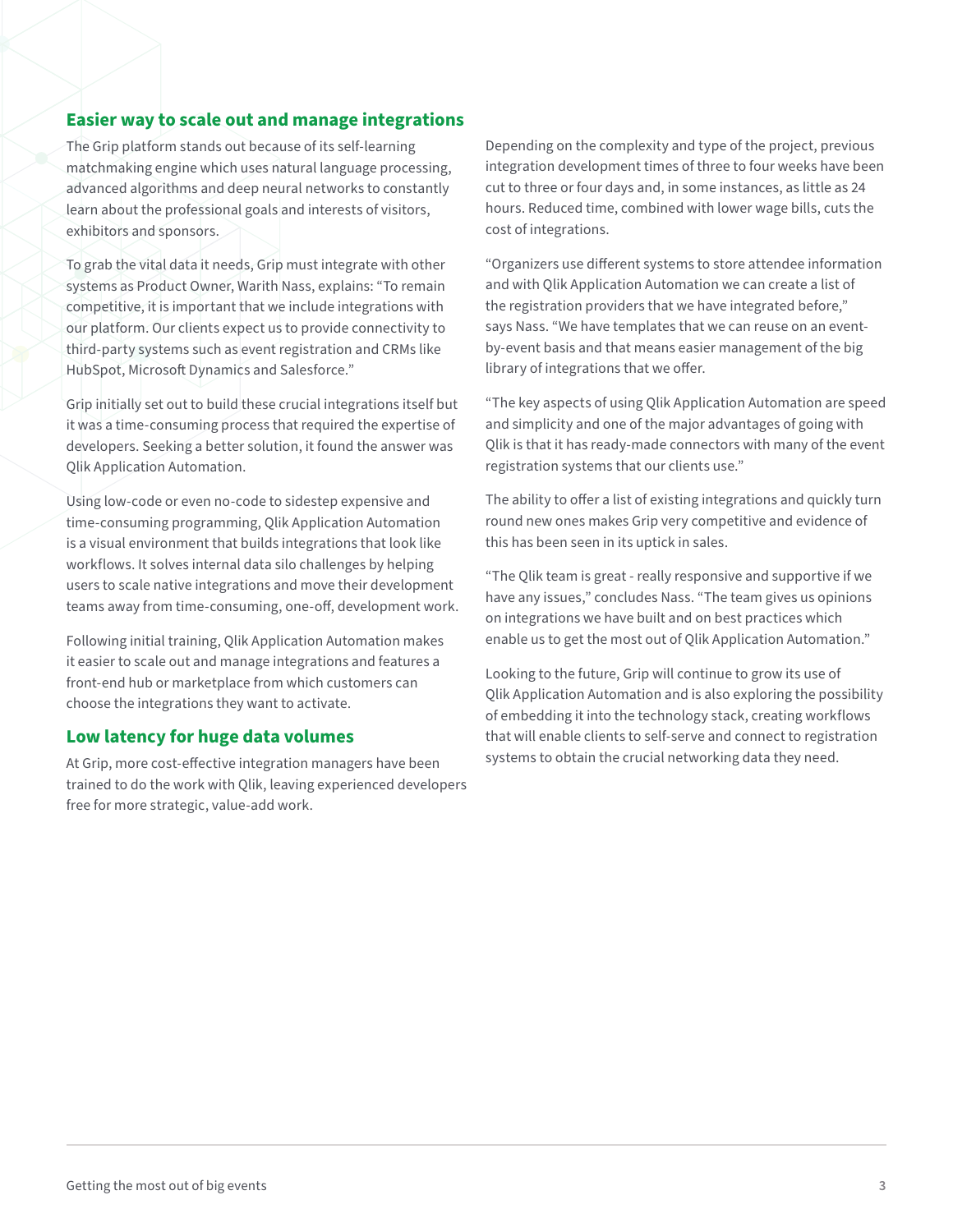## Easier way to scale out and manage integrations

The Grip platform stands out because of its self-learning matchmaking engine which uses natural language processing, advanced algorithms and deep neural networks to constantly learn about the professional goals and interests of visitors, exhibitors and sponsors.

To grab the vital data it needs, Grip must integrate with other systems as Product Owner, Warith Nass, explains: "To remain competitive, it is important that we include integrations with our platform. Our clients expect us to provide connectivity to third-party systems such as event registration and CRMs like HubSpot, Microsoft Dynamics and Salesforce."

Grip initially set out to build these crucial integrations itself but it was a time-consuming process that required the expertise of developers. Seeking a better solution, it found the answer was Qlik Application Automation.

Using low-code or even no-code to sidestep expensive and time-consuming programming, Qlik Application Automation is a visual environment that builds integrations that look like workflows. It solves internal data silo challenges by helping users to scale native integrations and move their development teams away from time-consuming, one-off, development work.

Following initial training, Qlik Application Automation makes it easier to scale out and manage integrations and features a front-end hub or marketplace from which customers can choose the integrations they want to activate.

## Low latency for huge data volumes

At Grip, more cost-effective integration managers have been trained to do the work with Qlik, leaving experienced developers free for more strategic, value-add work.

Depending on the complexity and type of the project, previous integration development times of three to four weeks have been cut to three or four days and, in some instances, as little as 24 hours. Reduced time, combined with lower wage bills, cuts the cost of integrations.

"Organizers use different systems to store attendee information and with Qlik Application Automation we can create a list of the registration providers that we have integrated before," says Nass. "We have templates that we can reuse on an event-by-event basis and that means easier management of the big library of integrations that we offer.

"The key aspects of using Qlik Application Automation are speed and simplicity and one of the major advantages of going with Qlik is that it has ready-made connectors with many of the event registration systems that our clients use."

The ability to offer a list of existing integrations and quickly turn round new ones makes Grip very competitive and evidence of this has been seen in its uptick in sales.

"The Qlik team is great - really responsive and supportive if we have any issues," concludes Nass. "The team gives us opinions on integrations we have built and on best practices which enable us to get the most out of Qlik Application Automation."

Looking to the future, Grip will continue to grow its use of Qlik Application Automation and is also exploring the possibility of embedding it into the technology stack, creating workflows that will enable clients to self-serve and connect to registration systems to obtain the crucial networking data they need.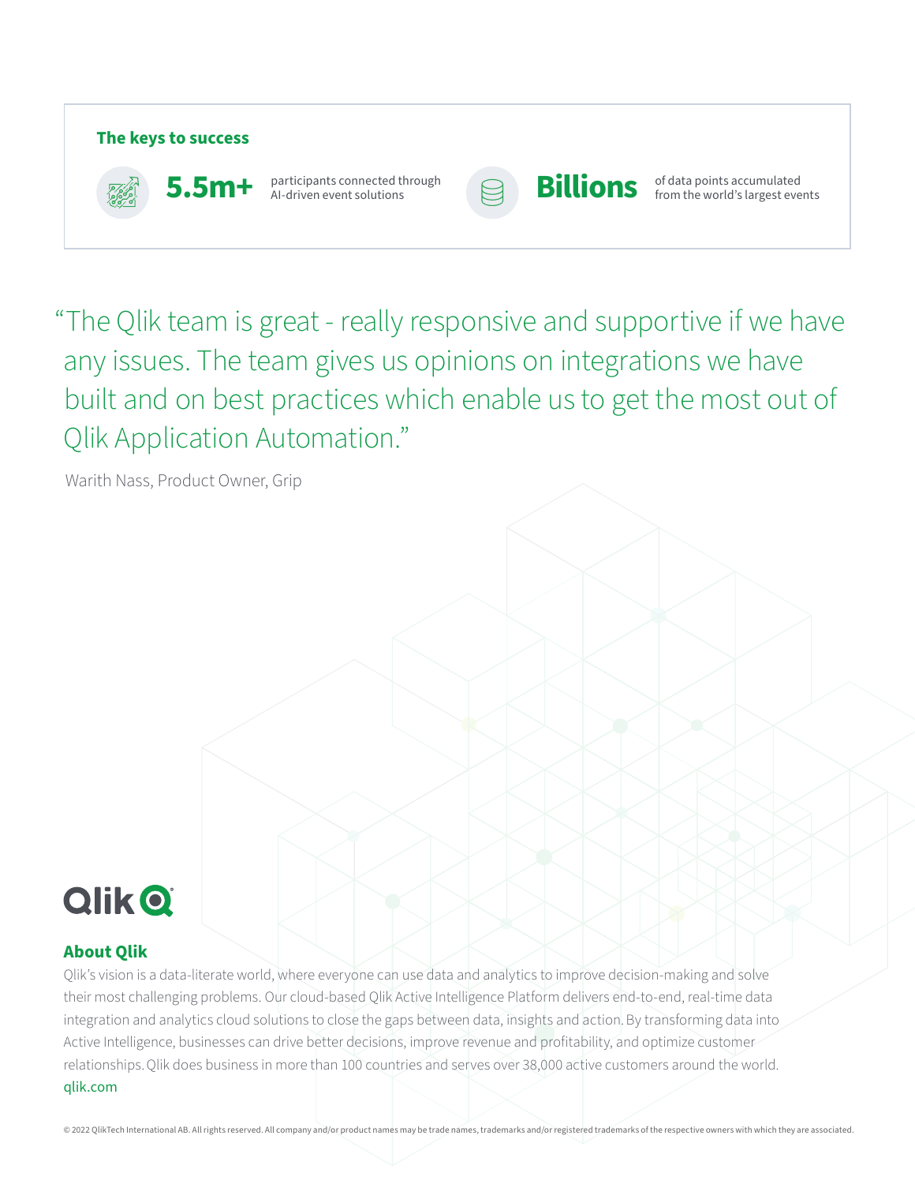### The keys to success

**5.5m+** participants connected through AI-driven event solutions

**Billions** of data points accumulated from the world's largest events

"The Qlik team is great - really responsive and supportive if we have any issues. The team gives us opinions on integrations we have built and on best practices which enable us to get the most out of Qlik Application Automation."

Warith Nass, Product Owner, Grip

Qlik

## About Qlik

Qlik's vision is a data-literate world, where everyone can use data and analytics to improve decision-making and solve their most challenging problems. Our cloud-based Qlik Active Intelligence Platform delivers end-to-end, real-time data integration and analytics cloud solutions to close the gaps between data, insights and action. By transforming data into Active Intelligence, businesses can drive better decisions, improve revenue and profitability, and optimize customer relationships. Qlik does business in more than 100 countries and serves over 38,000 active customers around the world.

qlik.com

© 2022 QlikTech International AB. All rights reserved. All company and/or product names may be trade names, trademarks and/or registered trademarks of the respective owners with which they are associated.